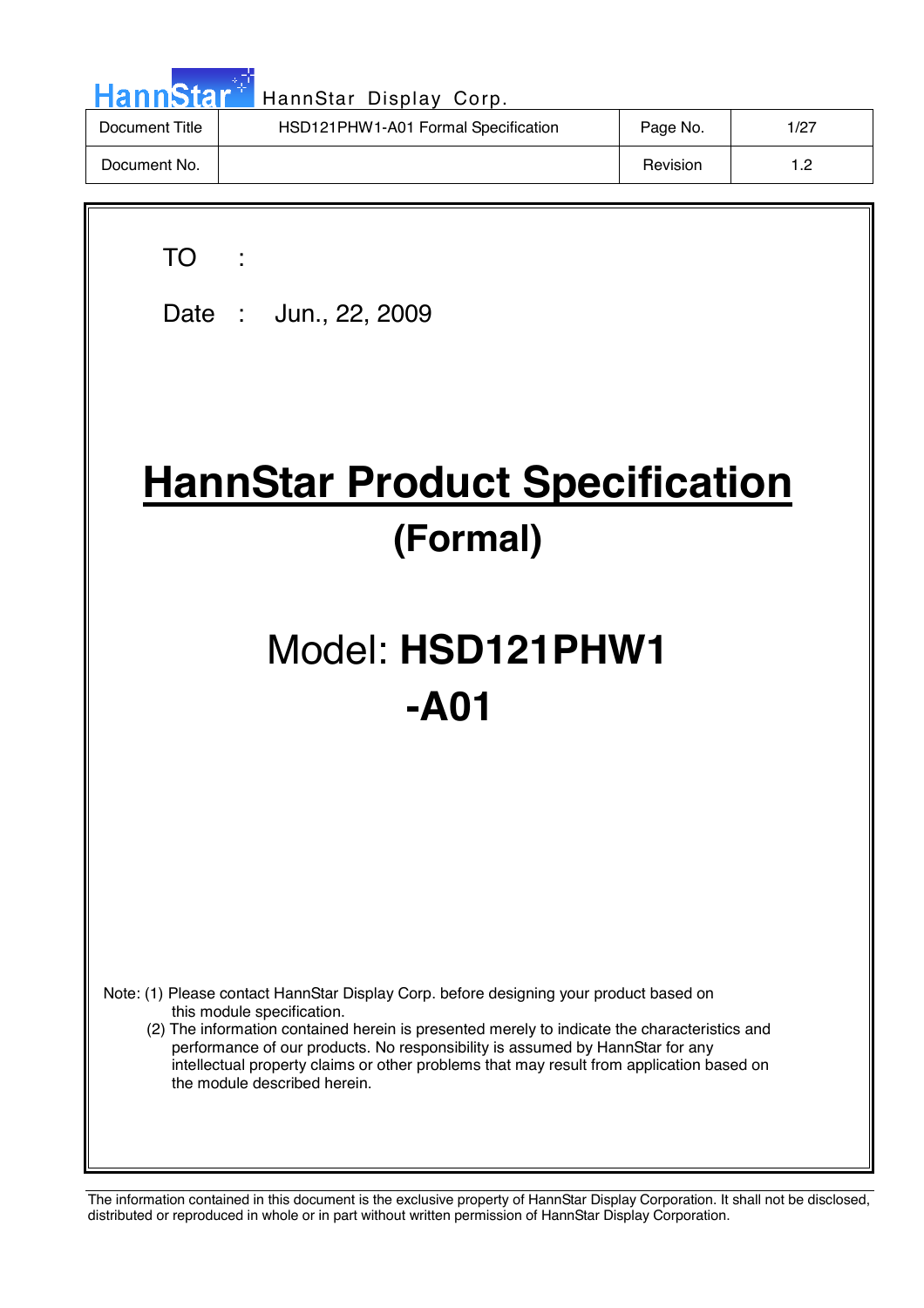| Document Title | HSD121PHW1-A01 Formal Specification | Page No. | 1/27 |
| --- | --- | --- | --- |
| Document No. | | Revision | 1.2 |

TO :

Date : Jun., 22, 2009

# HannStar Product Specification

## (Formal)

## Model: **HSD121PHW1 -A01**

Note: (1) Please contact HannStar Display Corp. before designing your product based on this module specification.

(2) The information contained herein is presented merely to indicate the characteristics and performance of our products. No responsibility is assumed by HannStar for any intellectual property claims or other problems that may result from application based on the module described herein.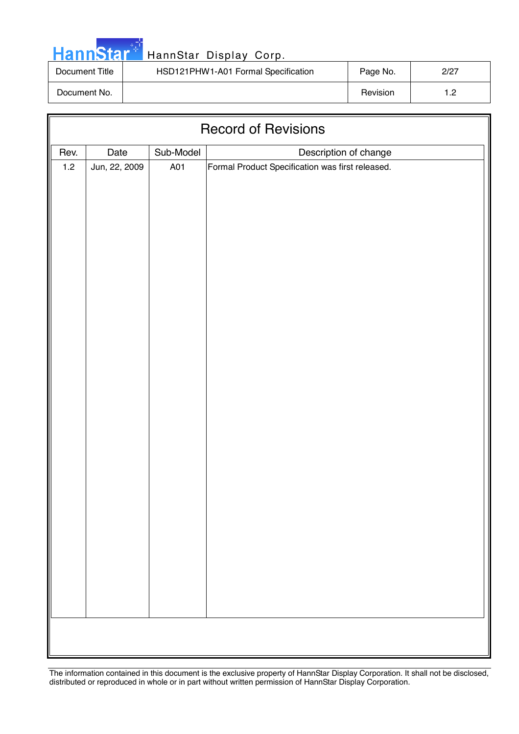# Record of Revisions

| Rev. | Date | Sub-Model | Description of change |
|---|---|---|---|
| 1.2 | Jun, 22, 2009 | A01 | Formal Product Specification was first released. |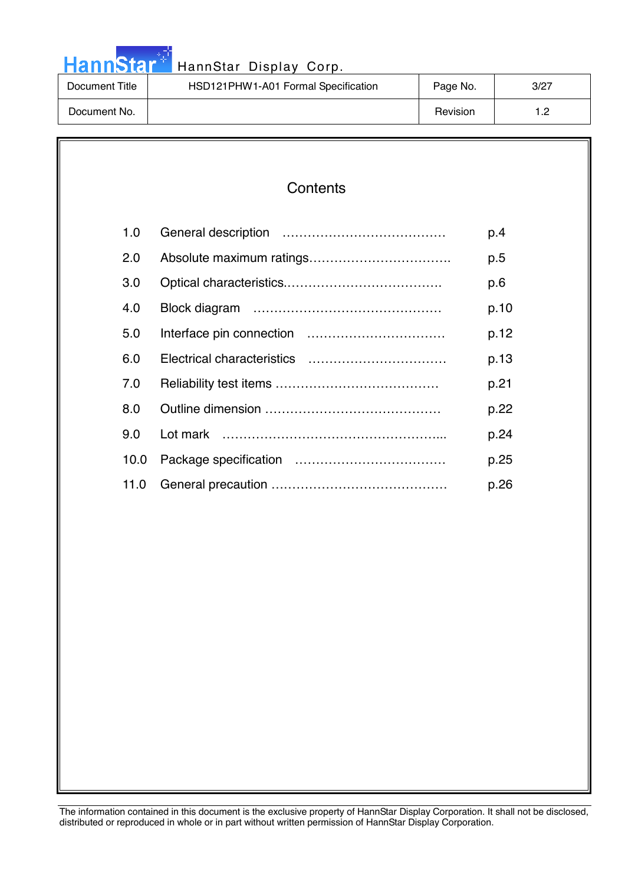# Contents

| | | |
|---|---|---|
| 1.0 | General description ………………………………… | p.4 |
| 2.0 | Absolute maximum ratings……………………………. | p.5 |
| 3.0 | Optical characteristics………………………………. | p.6 |
| 4.0 | Block diagram ……………………………………… | p.10 |
| 5.0 | Interface pin connection …………………………… | p.12 |
| 6.0 | Electrical characteristics …………………………… | p.13 |
| 7.0 | Reliability test items ………………………………… | p.21 |
| 8.0 | Outline dimension …………………………………… | p.22 |
| 9.0 | Lot mark ……………………………………………... | p.24 |
| 10.0 | Package specification ……………………………… | p.25 |
| 11.0 | General precaution …………………………………… | p.26 |

The information contained in this document is the exclusive property of HannStar Display Corporation. It shall not be disclosed, distributed or reproduced in whole or in part without written permission of HannStar Display Corporation.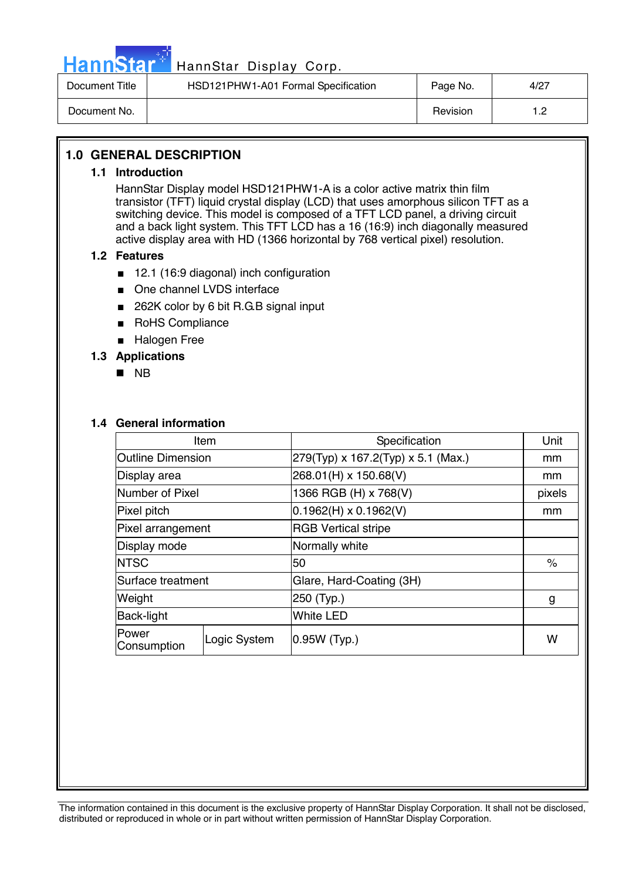## 1.0 GENERAL DESCRIPTION

### 1.1 Introduction

HannStar Display model HSD121PHW1-A is a color active matrix thin film transistor (TFT) liquid crystal display (LCD) that uses amorphous silicon TFT as a switching device. This model is composed of a TFT LCD panel, a driving circuit and a back light system. This TFT LCD has a 16 (16:9) inch diagonally measured active display area with HD (1366 horizontal by 768 vertical pixel) resolution.

### 1.2 Features

- 12.1 (16:9 diagonal) inch configuration
- One channel LVDS interface
- 262K color by 6 bit R.G.B signal input
- RoHS Compliance
- Halogen Free

### 1.3 Applications

- NB

### 1.4 General information

| Item | | Specification | Unit |
|---|---|---|---|
| Outline Dimension | | 279(Typ) x 167.2(Typ) x 5.1 (Max.) | mm |
| Display area | | 268.01(H) x 150.68(V) | mm |
| Number of Pixel | | 1366 RGB (H) x 768(V) | pixels |
| Pixel pitch | | 0.1962(H) x 0.1962(V) | mm |
| Pixel arrangement | | RGB Vertical stripe | |
| Display mode | | Normally white | |
| NTSC | | 50 | % |
| Surface treatment | | Glare, Hard-Coating (3H) | |
| Weight | | 250 (Typ.) | g |
| Back-light | | White LED | |
| Power Consumption | Logic System | 0.95W (Typ.) | W |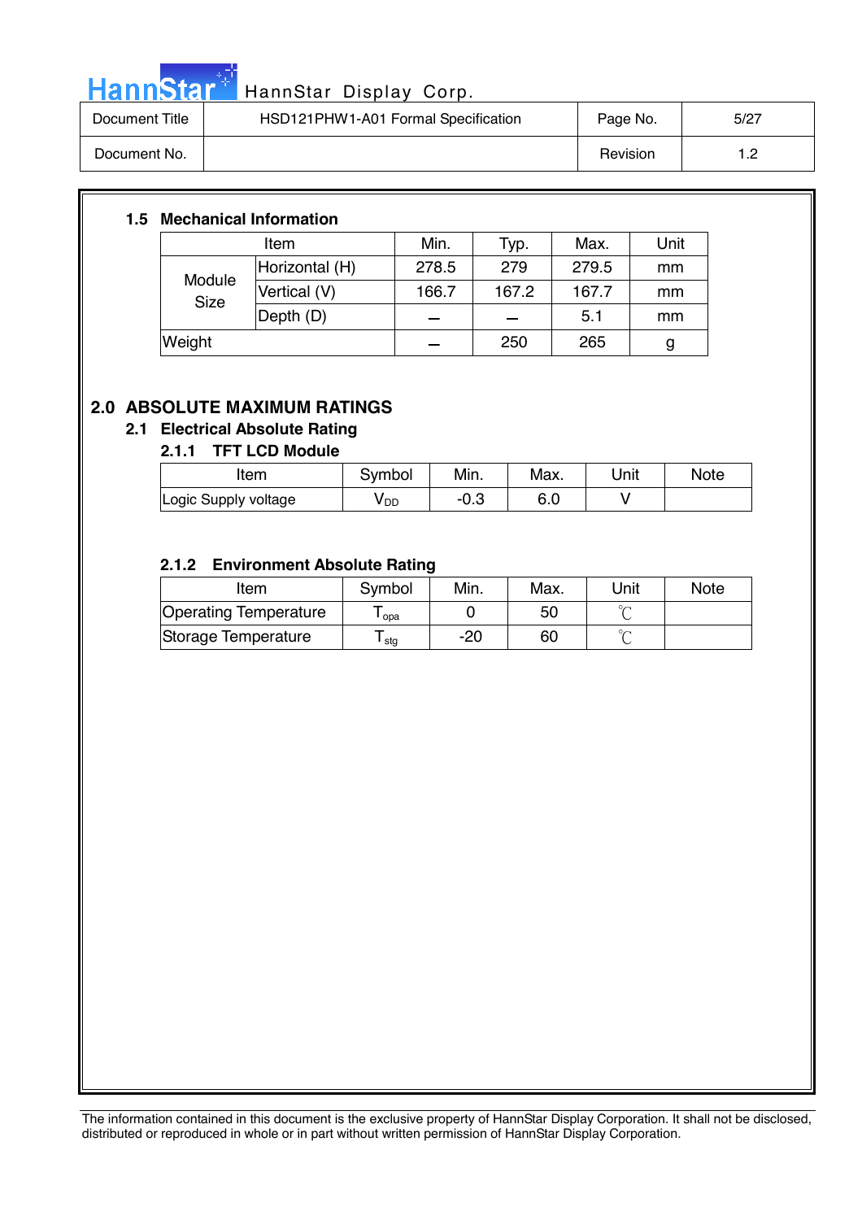### 1.5 Mechanical Information

| Item | | Min. | Typ. | Max. | Unit |
|---|---|---|---|---|---|
| Module Size | Horizontal (H) | 278.5 | 279 | 279.5 | mm |
| | Vertical (V) | 166.7 | 167.2 | 167.7 | mm |
| | Depth (D) | – | – | 5.1 | mm |
| Weight | | – | 250 | 265 | g |

## 2.0 ABSOLUTE MAXIMUM RATINGS

### 2.1 Electrical Absolute Rating

#### 2.1.1 TFT LCD Module

| Item | Symbol | Min. | Max. | Unit | Note |
|---|---|---|---|---|---|
| Logic Supply voltage | $V_{DD}$ | -0.3 | 6.0 | V | |

#### 2.1.2 Environment Absolute Rating

| Item | Symbol | Min. | Max. | Unit | Note |
|---|---|---|---|---|---|
| Operating Temperature | $T_{opa}$ | 0 | 50 | ℃ | |
| Storage Temperature | $T_{stg}$ | -20 | 60 | ℃ | |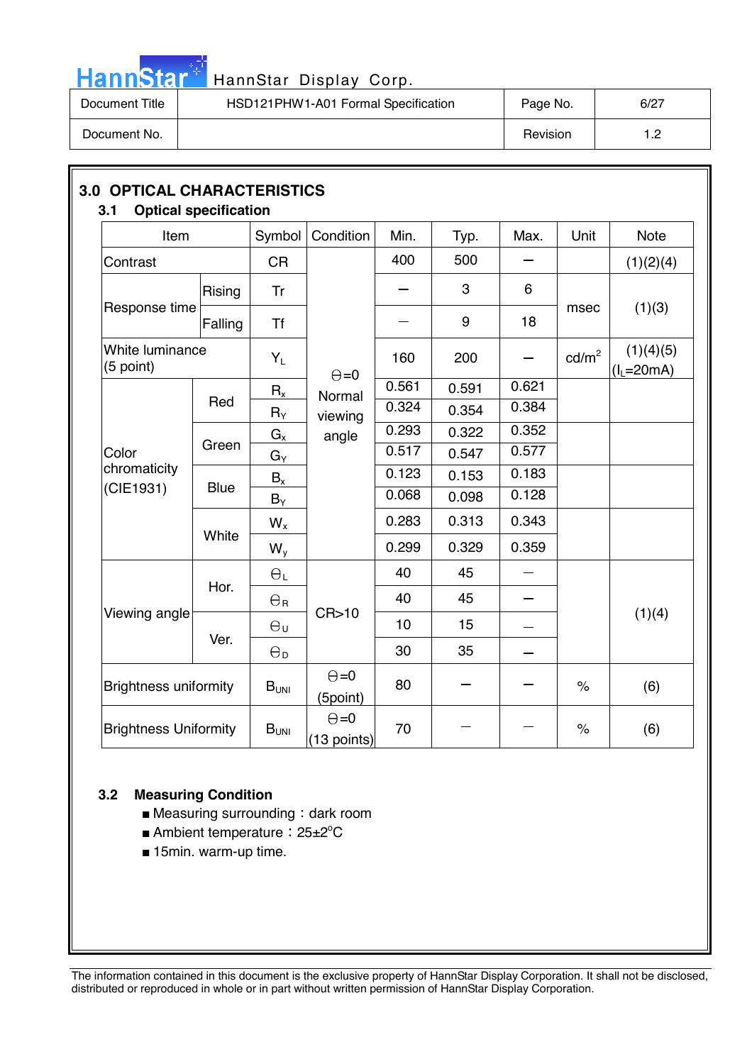## 3.0 OPTICAL CHARACTERISTICS

### 3.1 Optical specification

| Item | | Symbol | Condition | Min. | Typ. | Max. | Unit | Note |
|---|---|---|---|---|---|---|---|---|
| Contrast | | CR | Θ=0 Normal viewing angle | 400 | 500 | – | | (1)(2)(4) |
| Response time | Rising | Tr | | – | 3 | 6 | msec | (1)(3) |
| | Falling | Tf | | – | 9 | 18 | | |
| White luminance (5 point) | | $Y_L$ | | 160 | 200 | – | cd/m² | (1)(4)(5) ($I_L$=20mA) |
| Color chromaticity (CIE1931) | Red | $R_x$ | | 0.561 | 0.591 | 0.621 | | |
| | | $R_Y$ | | 0.324 | 0.354 | 0.384 | | |
| | Green | $G_x$ | | 0.293 | 0.322 | 0.352 | | |
| | | $G_Y$ | | 0.517 | 0.547 | 0.577 | | |
| | Blue | $B_x$ | | 0.123 | 0.153 | 0.183 | | |
| | | $B_Y$ | | 0.068 | 0.098 | 0.128 | | |
| | White | $W_x$ | | 0.283 | 0.313 | 0.343 | | |
| | | $W_y$ | | 0.299 | 0.329 | 0.359 | | |
| Viewing angle | Hor. | $\Theta_L$ | CR>10 | 40 | 45 | – | | (1)(4) |
| | | $\Theta_R$ | | 40 | 45 | – | | |
| | Ver. | $\Theta_U$ | | 10 | 15 | – | | |
| | | $\Theta_D$ | | 30 | 35 | – | | |
| Brightness uniformity | | $B_{UNI}$ | Θ=0 (5point) | 80 | – | – | % | (6) |
| Brightness Uniformity | | $B_{UNI}$ | Θ=0 (13 points) | 70 | – | – | % | (6) |

### 3.2 Measuring Condition

- Measuring surrounding：dark room
- Ambient temperature：25±2°C
- 15min. warm-up time.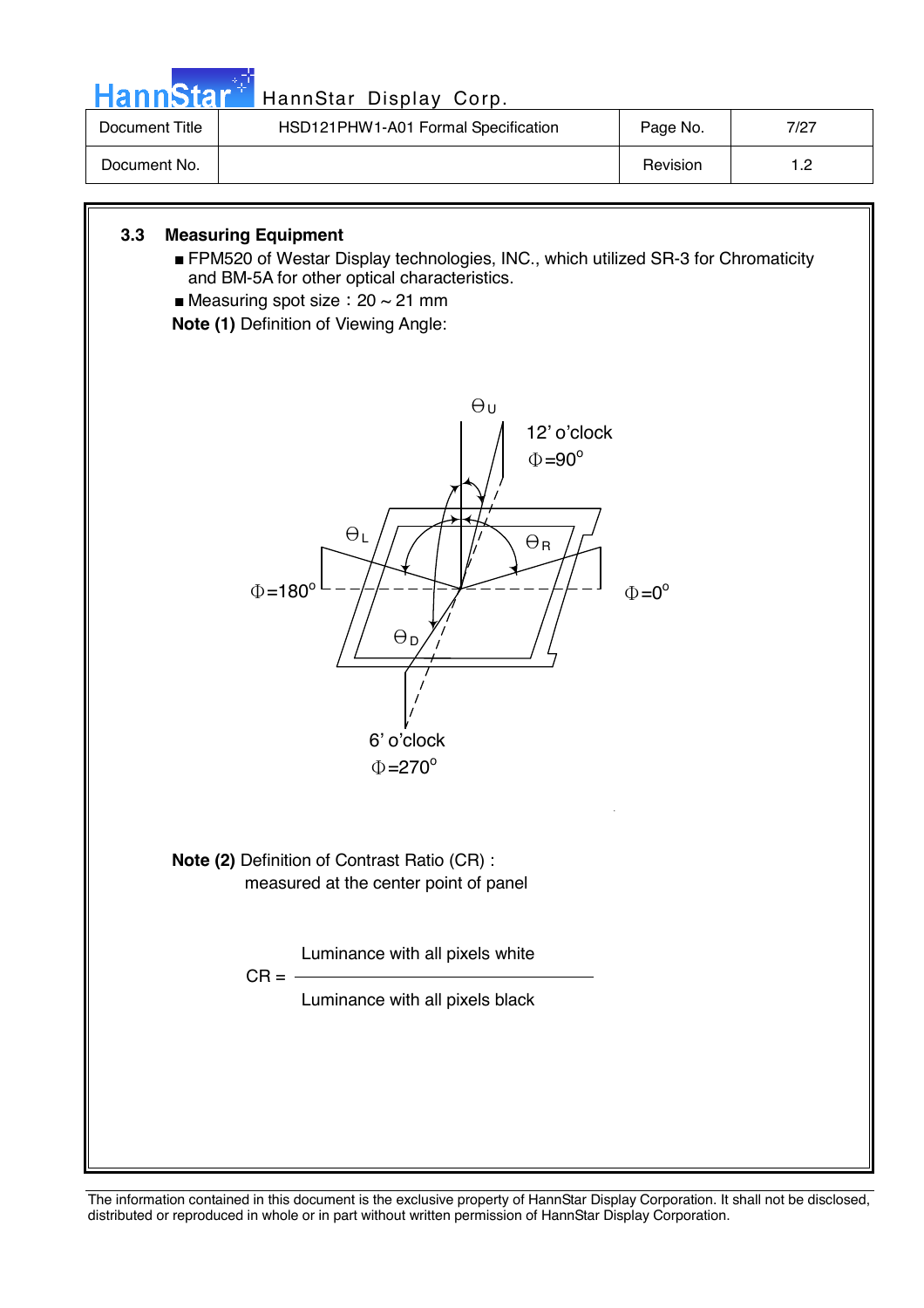### 3.3 Measuring Equipment

- FPM520 of Westar Display technologies, INC., which utilized SR-3 for Chromaticity and BM-5A for other optical characteristics.
- Measuring spot size：20 ~ 21 mm

**Note (1)** Definition of Viewing Angle:

$\Theta_U$

12' o'clock
$\Phi$=90°

$\Theta_L$ $\Theta_R$

$\Phi$=180° $\Phi$=0°

$\Theta_D$

6' o'clock
$\Phi$=270°

**Note (2)** Definition of Contrast Ratio (CR) :
measured at the center point of panel

$$CR = \frac{\text{Luminance with all pixels white}}{\text{Luminance with all pixels black}}$$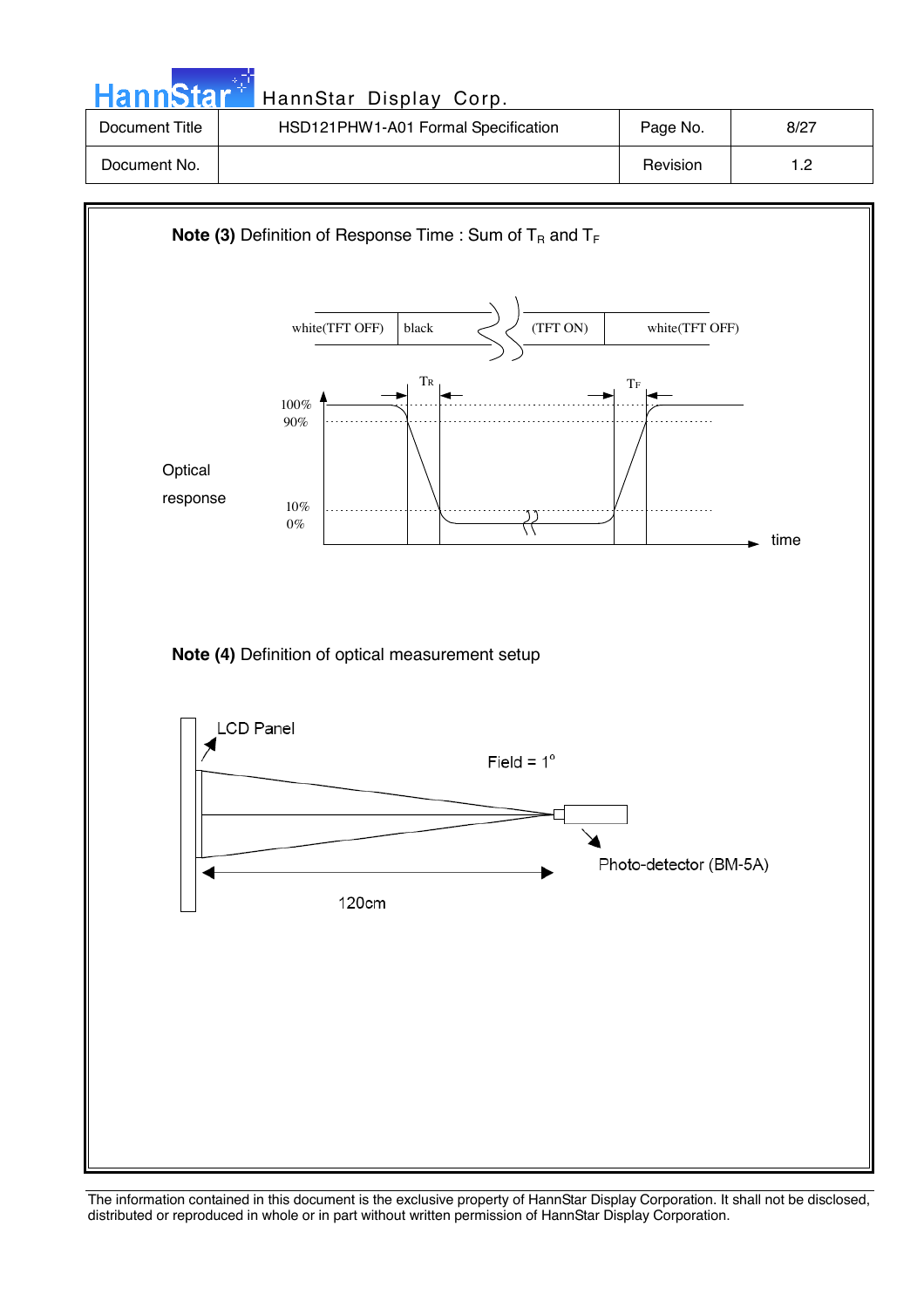**Note (3)** Definition of Response Time : Sum of $T_R$ and $T_F$

white(TFT OFF) | black | (TFT ON) | white(TFT OFF)

Optical response

100%
90%
10%
0%

$T_R$ $T_F$

time

**Note (4)** Definition of optical measurement setup

LCD Panel

Field = 1°

Photo-detector (BM-5A)

120cm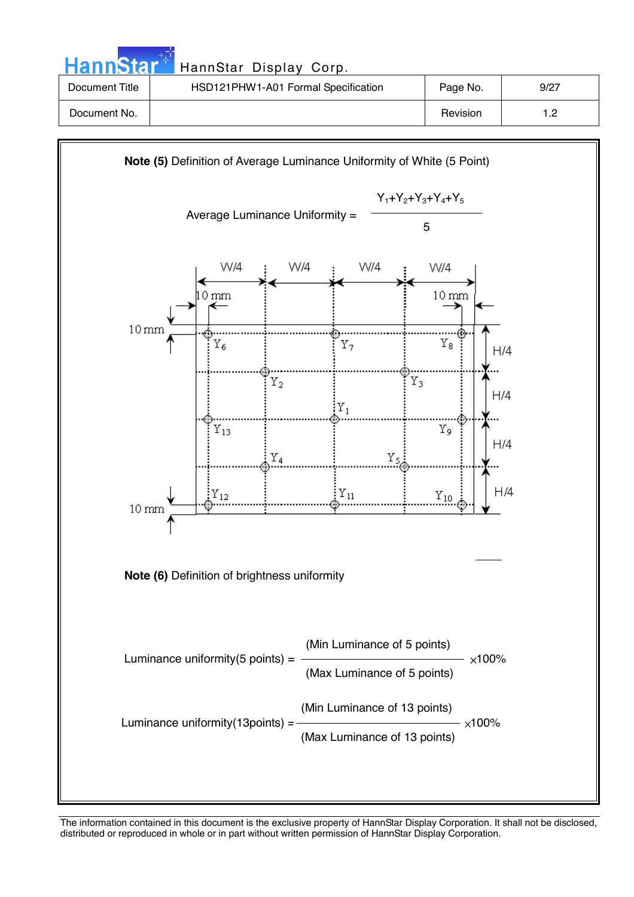**Note (5)** Definition of Average Luminance Uniformity of White (5 Point)

$$\text{Average Luminance Uniformity} = \frac{Y_1+Y_2+Y_3+Y_4+Y_5}{5}$$

W/4 W/4 W/4 W/4

10 mm 10 mm

10 mm

$Y_6$ $Y_7$ $Y_8$

$Y_2$ $Y_3$

$Y_1$

$Y_{13}$ $Y_9$

$Y_4$ $Y_5$

$Y_{12}$ $Y_{11}$ $Y_{10}$

10 mm

H/4 H/4 H/4 H/4

**Note (6)** Definition of brightness uniformity

$$\text{Luminance uniformity(5 points)} = \frac{\text{(Min Luminance of 5 points)}}{\text{(Max Luminance of 5 points)}} \times 100\%$$

$$\text{Luminance uniformity(13points)} = \frac{\text{(Min Luminance of 13 points)}}{\text{(Max Luminance of 13 points)}} \times 100\%$$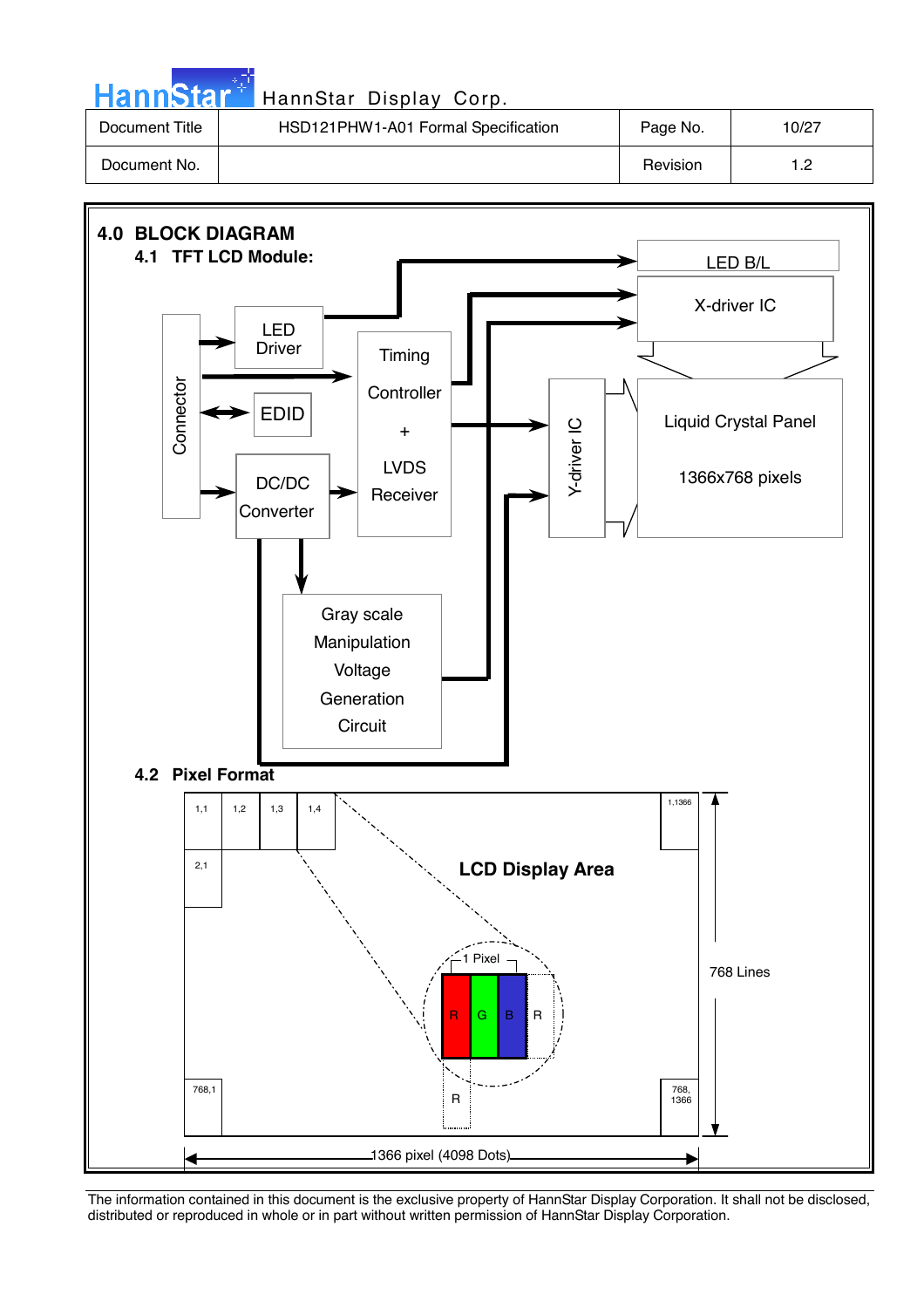## 4.0 BLOCK DIAGRAM

### 4.1 TFT LCD Module:

Connector

LED Driver

EDID

DC/DC Converter

Timing Controller + LVDS Receiver

LED B/L

X-driver IC

Y-driver IC

Liquid Crystal Panel

1366x768 pixels

Gray scale Manipulation Voltage Generation Circuit

### 4.2 Pixel Format

1,1 1,2 1,3 1,4 1,1366

2,1

LCD Display Area

1 Pixel

R G B R

R

768,1 768, 1366

768 Lines

1366 pixel (4098 Dots)

The information contained in this document is the exclusive property of HannStar Display Corporation. It shall not be disclosed, distributed or reproduced in whole or in part without written permission of HannStar Display Corporation.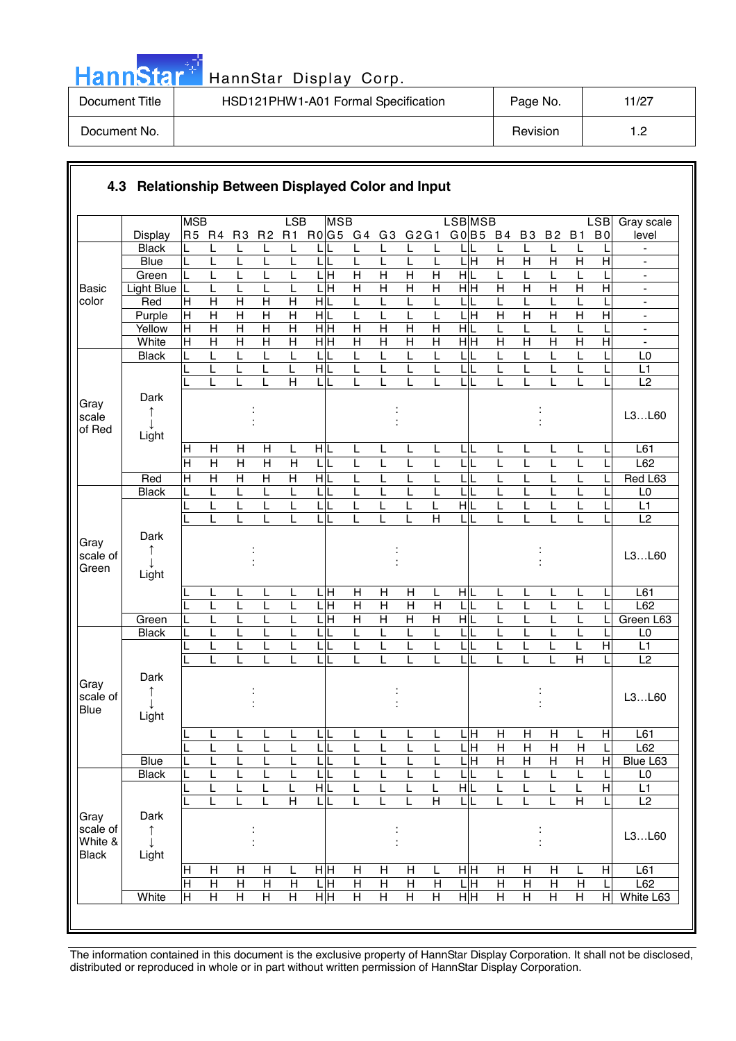### 4.3 Relationship Between Displayed Color and Input

| | Display | R5 (MSB) | R4 | R3 | R2 | R1 | R0 (LSB) | G5 (MSB) | G4 | G3 | G2 | G1 | G0 (LSB) | B5 (MSB) | B4 | B3 | B2 | B1 | B0 (LSB) | Gray scale level |
|---|---|---|---|---|---|---|---|---|---|---|---|---|---|---|---|---|---|---|---|---|
| Basic color | Black | L | L | L | L | L | L | L | L | L | L | L | L | L | L | L | L | L | L | - |
| | Blue | L | L | L | L | L | L | L | L | L | L | L | L | H | H | H | H | H | H | - |
| | Green | L | L | L | L | L | L | H | H | H | H | H | H | L | L | L | L | L | L | - |
| | Light Blue | L | L | L | L | L | L | H | H | H | H | H | H | H | H | H | H | H | H | - |
| | Red | H | H | H | H | H | H | L | L | L | L | L | L | L | L | L | L | L | L | - |
| | Purple | H | H | H | H | H | H | L | L | L | L | L | L | H | H | H | H | H | H | - |
| | Yellow | H | H | H | H | H | H | H | H | H | H | H | H | L | L | L | L | L | L | - |
| | White | H | H | H | H | H | H | H | H | H | H | H | H | H | H | H | H | H | H | - |
| Gray scale of Red | Black | L | L | L | L | L | L | L | L | L | L | L | L | L | L | L | L | L | L | L0 |
| | | L | L | L | L | L | H | L | L | L | L | L | L | L | L | L | L | L | L | L1 |
| | | L | L | L | L | H | L | L | L | L | L | L | L | L | L | L | L | L | L | L2 |
| | Dark ↑ ↓ Light | | | : | | | | | | : | | | | | | : | | | | L3…L60 |
| | | H | H | H | H | L | H | L | L | L | L | L | L | L | L | L | L | L | L | L61 |
| | | H | H | H | H | H | L | L | L | L | L | L | L | L | L | L | L | L | L | L62 |
| | Red | H | H | H | H | H | H | L | L | L | L | L | L | L | L | L | L | L | L | Red L63 |
| Gray scale of Green | Black | L | L | L | L | L | L | L | L | L | L | L | L | L | L | L | L | L | L | L0 |
| | | L | L | L | L | L | L | L | L | L | L | L | H | L | L | L | L | L | L | L1 |
| | | L | L | L | L | L | L | L | L | L | L | H | L | L | L | L | L | L | L | L2 |
| | Dark ↑ ↓ Light | | | : | | | | | | : | | | | | | : | | | | L3…L60 |
| | | L | L | L | L | L | L | H | H | H | H | L | H | L | L | L | L | L | L | L61 |
| | | L | L | L | L | L | L | H | H | H | H | H | L | L | L | L | L | L | L | L62 |
| | Green | L | L | L | L | L | L | H | H | H | H | H | H | L | L | L | L | L | L | Green L63 |
| Gray scale of Blue | Black | L | L | L | L | L | L | L | L | L | L | L | L | L | L | L | L | L | L | L0 |
| | | L | L | L | L | L | L | L | L | L | L | L | L | L | L | L | L | L | H | L1 |
| | | L | L | L | L | L | L | L | L | L | L | L | L | L | L | L | L | H | L | L2 |
| | Dark ↑ ↓ Light | | | : | | | | | | : | | | | | | : | | | | L3…L60 |
| | | L | L | L | L | L | L | L | L | L | L | L | L | H | H | H | H | L | H | L61 |
| | | L | L | L | L | L | L | L | L | L | L | L | L | H | H | H | H | H | L | L62 |
| | Blue | L | L | L | L | L | L | L | L | L | L | L | L | H | H | H | H | H | H | Blue L63 |
| Gray scale of White & Black | Black | L | L | L | L | L | L | L | L | L | L | L | L | L | L | L | L | L | L | L0 |
| | | L | L | L | L | L | H | L | L | L | L | L | H | L | L | L | L | L | H | L1 |
| | | L | L | L | L | H | L | L | L | L | L | H | L | L | L | L | L | H | L | L2 |
| | Dark ↑ ↓ Light | | | : | | | | | | : | | | | | | : | | | | L3…L60 |
| | | H | H | H | H | L | H | H | H | H | H | L | H | H | H | H | H | L | H | L61 |
| | | H | H | H | H | H | L | H | H | H | H | H | L | H | H | H | H | H | L | L62 |
| | White | H | H | H | H | H | H | H | H | H | H | H | H | H | H | H | H | H | H | White L63 |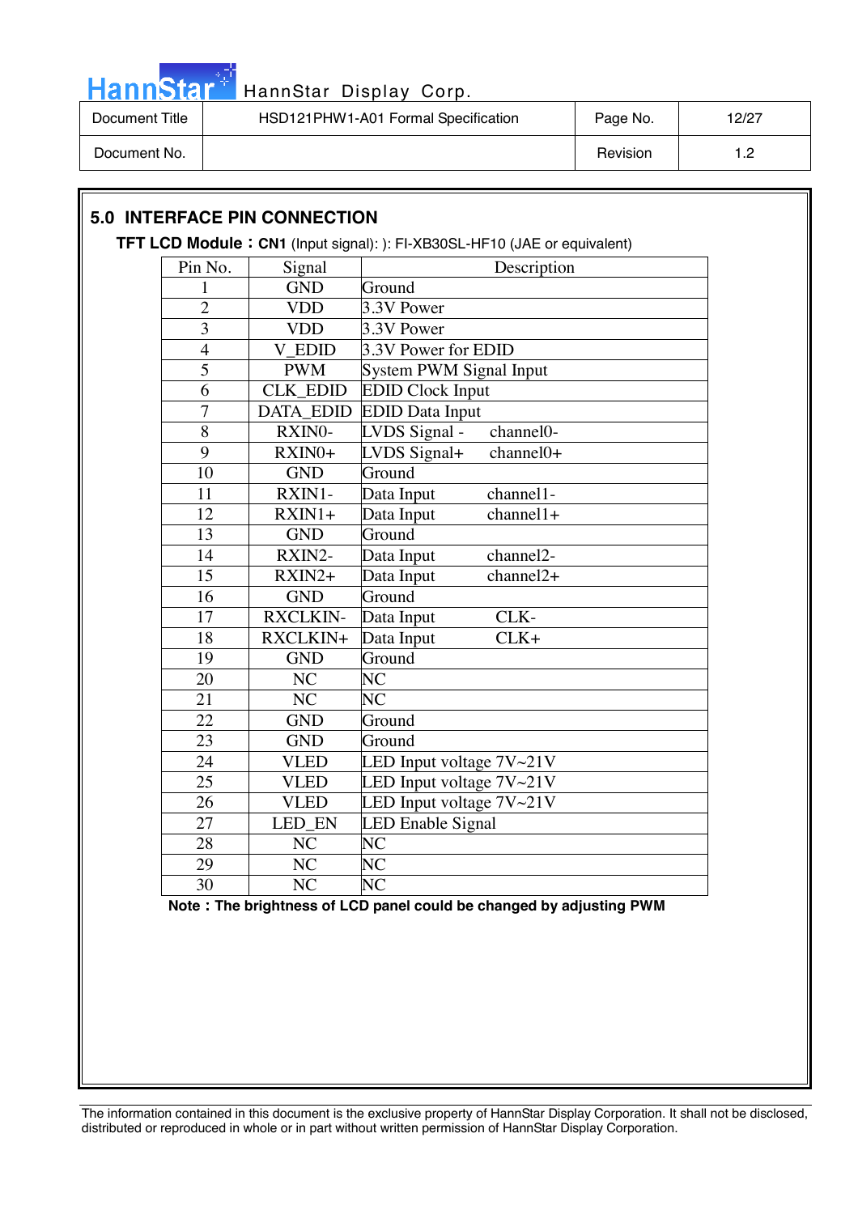## 5.0 INTERFACE PIN CONNECTION

**TFT LCD Module：CN1** (Input signal): ): FI-XB30SL-HF10 (JAE or equivalent)

| Pin No. | Signal | Description |
|---|---|---|
| 1 | GND | Ground |
| 2 | VDD | 3.3V Power |
| 3 | VDD | 3.3V Power |
| 4 | V_EDID | 3.3V Power for EDID |
| 5 | PWM | System PWM Signal Input |
| 6 | CLK_EDID | EDID Clock Input |
| 7 | DATA_EDID | EDID Data Input |
| 8 | RXIN0- | LVDS Signal - channel0- |
| 9 | RXIN0+ | LVDS Signal+ channel0+ |
| 10 | GND | Ground |
| 11 | RXIN1- | Data Input channel1- |
| 12 | RXIN1+ | Data Input channel1+ |
| 13 | GND | Ground |
| 14 | RXIN2- | Data Input channel2- |
| 15 | RXIN2+ | Data Input channel2+ |
| 16 | GND | Ground |
| 17 | RXCLKIN- | Data Input CLK- |
| 18 | RXCLKIN+ | Data Input CLK+ |
| 19 | GND | Ground |
| 20 | NC | NC |
| 21 | NC | NC |
| 22 | GND | Ground |
| 23 | GND | Ground |
| 24 | VLED | LED Input voltage 7V~21V |
| 25 | VLED | LED Input voltage 7V~21V |
| 26 | VLED | LED Input voltage 7V~21V |
| 27 | LED_EN | LED Enable Signal |
| 28 | NC | NC |
| 29 | NC | NC |
| 30 | NC | NC |

**Note：The brightness of LCD panel could be changed by adjusting PWM**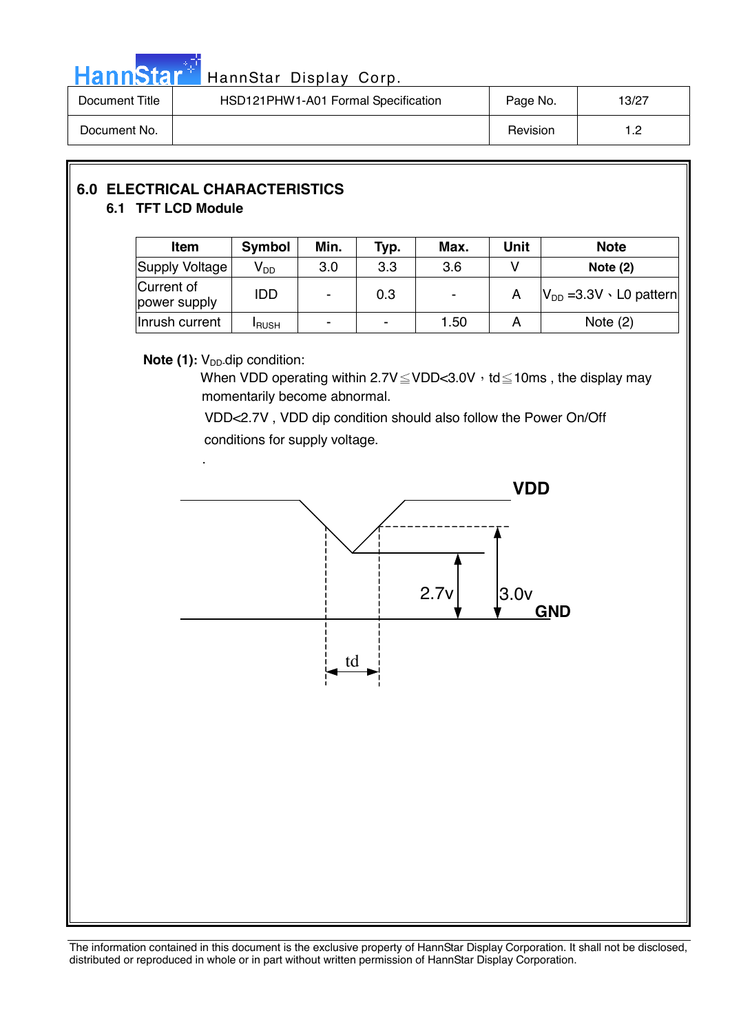## 6.0 ELECTRICAL CHARACTERISTICS

### 6.1 TFT LCD Module

| Item | Symbol | Min. | Typ. | Max. | Unit | Note |
|---|---|---|---|---|---|---|
| Supply Voltage | $V_{DD}$ | 3.0 | 3.3 | 3.6 | V | **Note (2)** |
| Current of power supply | IDD | - | 0.3 | - | A | $V_{DD}$ =3.3V、L0 pattern |
| Inrush current | $I_{RUSH}$ | - | - | 1.50 | A | Note (2) |

**Note (1):** $V_{DD}$-dip condition:

When VDD operating within 2.7V≦VDD<3.0V，td≦10ms , the display may momentarily become abnormal.

VDD<2.7V , VDD dip condition should also follow the Power On/Off conditions for supply voltage.

.

VDD

2.7v

3.0v

GND

td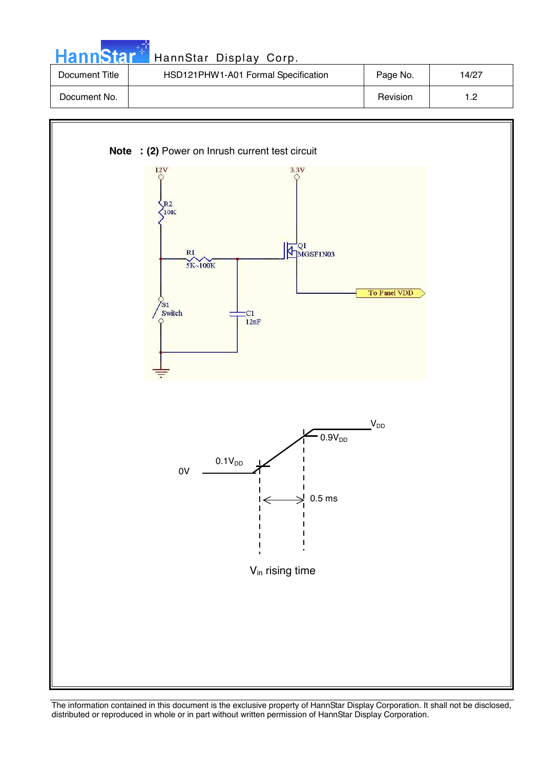**Note : (2)** Power on Inrush current test circuit

12V

R2
10K

R1
5K~100K

3.3V

Q1
MGSF1N03

To Panel VDD

S1
Switch

C1
12nF

$V_{DD}$

$0.9V_{DD}$

$0.1V_{DD}$

0V

0.5 ms

$V_{in}$ rising time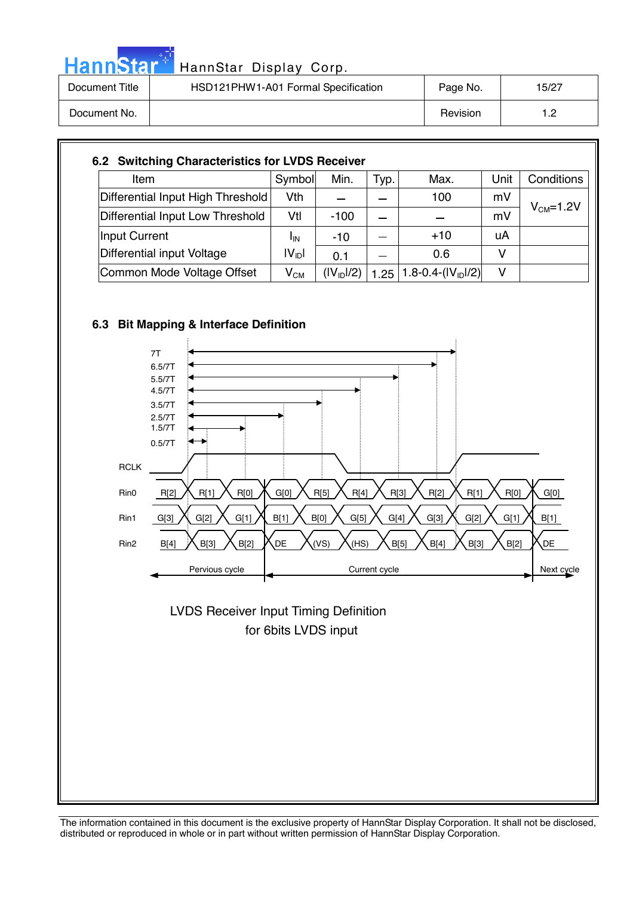### 6.2 Switching Characteristics for LVDS Receiver

| Item | Symbol | Min. | Typ. | Max. | Unit | Conditions |
|---|---|---|---|---|---|---|
| Differential Input High Threshold | Vth | – | – | 100 | mV | $V_{CM}$=1.2V |
| Differential Input Low Threshold | Vtl | -100 | – | – | mV | |
| Input Current | $I_{IN}$ | -10 | – | +10 | uA | |
| Differential input Voltage | $\|V_{ID}\|$ | 0.1 | – | 0.6 | V | |
| Common Mode Voltage Offset | $V_{CM}$ | $(\|V_{ID}\|/2)$ | 1.25 | $1.8-0.4-(\|V_{ID}\|/2)$ | V | |

### 6.3 Bit Mapping & Interface Definition

7T
6.5/7T
5.5/7T
4.5/7T
3.5/7T
2.5/7T
1.5/7T
0.5/7T

RCLK

Rin0: R[2] R[1] R[0] G[0] R[5] R[4] R[3] R[2] R[1] R[0] G[0]

Rin1: G[3] G[2] G[1] B[1] B[0] G[5] G[4] G[3] G[2] G[1] B[1]

Rin2: B[4] B[3] B[2] DE (VS) (HS) B[5] B[4] B[3] B[2] DE

Pervious cycle | Current cycle | Next cycle

LVDS Receiver Input Timing Definition
for 6bits LVDS input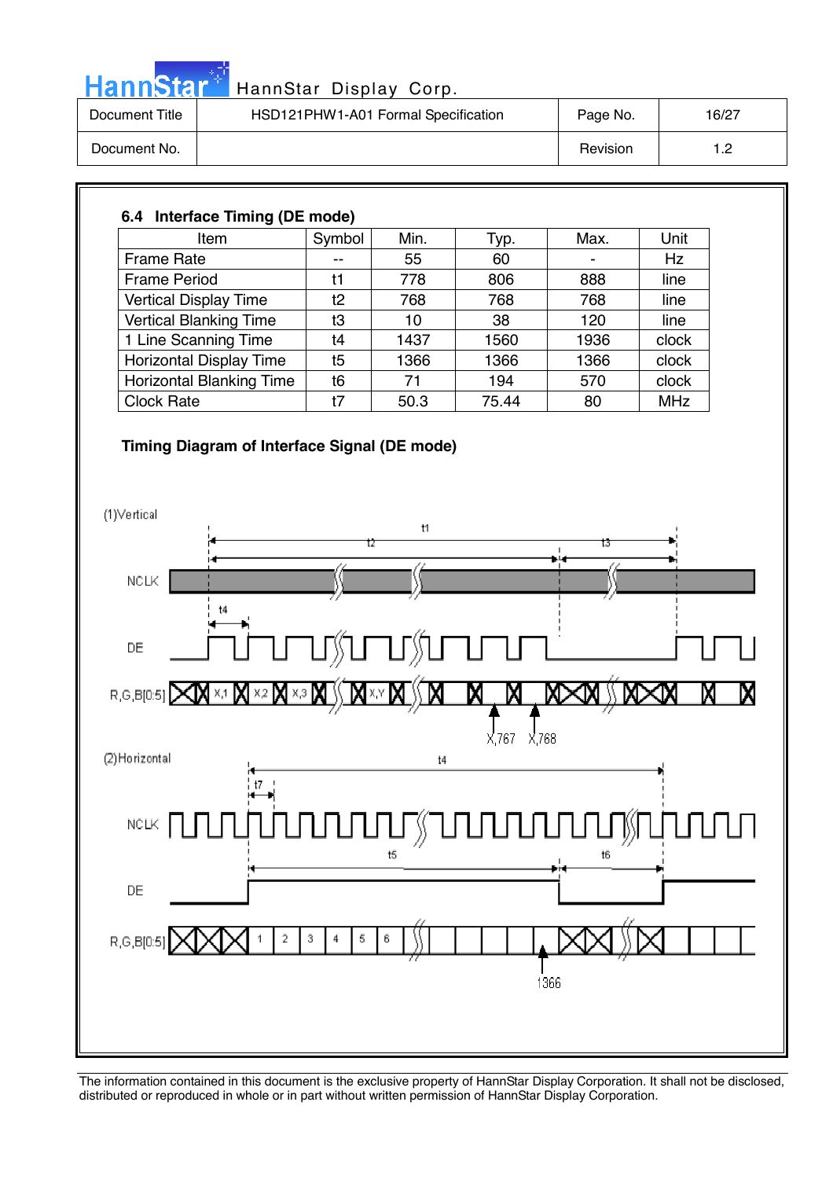### 6.4 Interface Timing (DE mode)

| Item | Symbol | Min. | Typ. | Max. | Unit |
|---|---|---|---|---|---|
| Frame Rate | -- | 55 | 60 | - | Hz |
| Frame Period | t1 | 778 | 806 | 888 | line |
| Vertical Display Time | t2 | 768 | 768 | 768 | line |
| Vertical Blanking Time | t3 | 10 | 38 | 120 | line |
| 1 Line Scanning Time | t4 | 1437 | 1560 | 1936 | clock |
| Horizontal Display Time | t5 | 1366 | 1366 | 1366 | clock |
| Horizontal Blanking Time | t6 | 71 | 194 | 570 | clock |
| Clock Rate | t7 | 50.3 | 75.44 | 80 | MHz |

**Timing Diagram of Interface Signal (DE mode)**

(1)Vertical

t1, t2, t3, t4

NCLK

DE

R,G,B[0:5] X,1 X,2 X,3 X,Y X,767 X,768

(2)Horizontal

t4, t7

NCLK

t5, t6

DE

R,G,B[0:5] 1 2 3 4 5 6 1366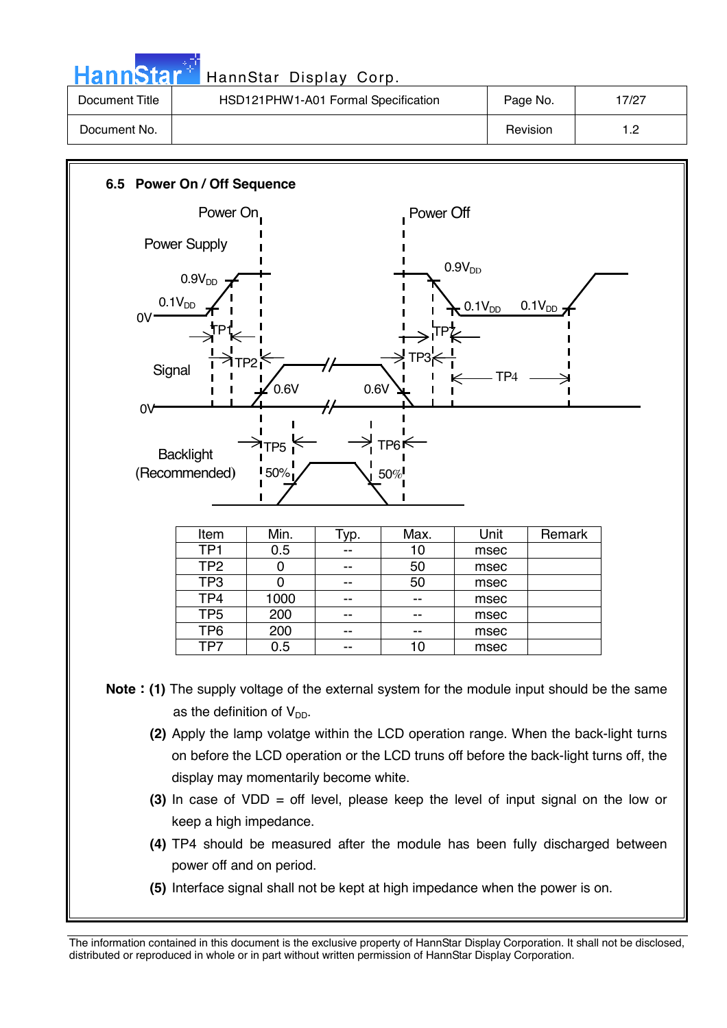## 6.5 Power On / Off Sequence

| Item | Min. | Typ. | Max. | Unit | Remark |
|---|---|---|---|---|---|
| TP1 | 0.5 | -- | 10 | msec | |
| TP2 | 0 | -- | 50 | msec | |
| TP3 | 0 | -- | 50 | msec | |
| TP4 | 1000 | -- | -- | msec | |
| TP5 | 200 | -- | -- | msec | |
| TP6 | 200 | -- | -- | msec | |
| TP7 | 0.5 | -- | 10 | msec | |

**Note : (1)** The supply voltage of the external system for the module input should be the same as the definition of $V_{DD}$.

**(2)** Apply the lamp volatge within the LCD operation range. When the back-light turns on before the LCD operation or the LCD truns off before the back-light turns off, the display may momentarily become white.

**(3)** In case of VDD = off level, please keep the level of input signal on the low or keep a high impedance.

**(4)** TP4 should be measured after the module has been fully discharged between power off and on period.

**(5)** Interface signal shall not be kept at high impedance when the power is on.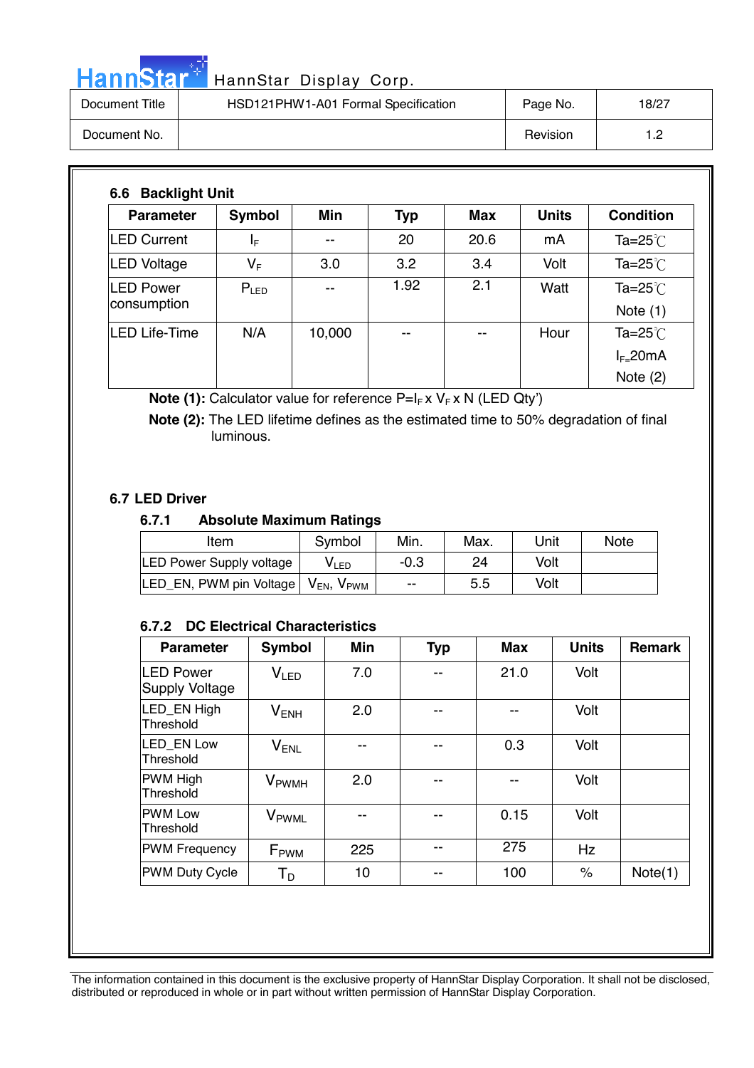### 6.6 Backlight Unit

| Parameter | Symbol | Min | Typ | Max | Units | Condition |
|---|---|---|---|---|---|---|
| LED Current | $I_F$ | -- | 20 | 20.6 | mA | Ta=25℃ |
| LED Voltage | $V_F$ | 3.0 | 3.2 | 3.4 | Volt | Ta=25℃ |
| LED Power consumption | $P_{LED}$ | -- | 1.92 | 2.1 | Watt | Ta=25℃ Note (1) |
| LED Life-Time | N/A | 10,000 | -- | -- | Hour | Ta=25℃ $I_F$=20mA Note (2) |

**Note (1):** Calculator value for reference P=$I_F$ x $V_F$ x N (LED Qty')

**Note (2):** The LED lifetime defines as the estimated time to 50% degradation of final luminous.

### 6.7 LED Driver

#### 6.7.1 Absolute Maximum Ratings

| Item | Symbol | Min. | Max. | Unit | Note |
|---|---|---|---|---|---|
| LED Power Supply voltage | $V_{LED}$ | -0.3 | 24 | Volt | |
| LED_EN, PWM pin Voltage | $V_{EN}$, $V_{PWM}$ | -- | 5.5 | Volt | |

#### 6.7.2 DC Electrical Characteristics

| Parameter | Symbol | Min | Typ | Max | Units | Remark |
|---|---|---|---|---|---|---|
| LED Power Supply Voltage | $V_{LED}$ | 7.0 | -- | 21.0 | Volt | |
| LED_EN High Threshold | $V_{ENH}$ | 2.0 | -- | -- | Volt | |
| LED_EN Low Threshold | $V_{ENL}$ | -- | -- | 0.3 | Volt | |
| PWM High Threshold | $V_{PWMH}$ | 2.0 | -- | -- | Volt | |
| PWM Low Threshold | $V_{PWML}$ | -- | -- | 0.15 | Volt | |
| PWM Frequency | $F_{PWM}$ | 225 | -- | 275 | Hz | |
| PWM Duty Cycle | $T_D$ | 10 | -- | 100 | % | Note(1) |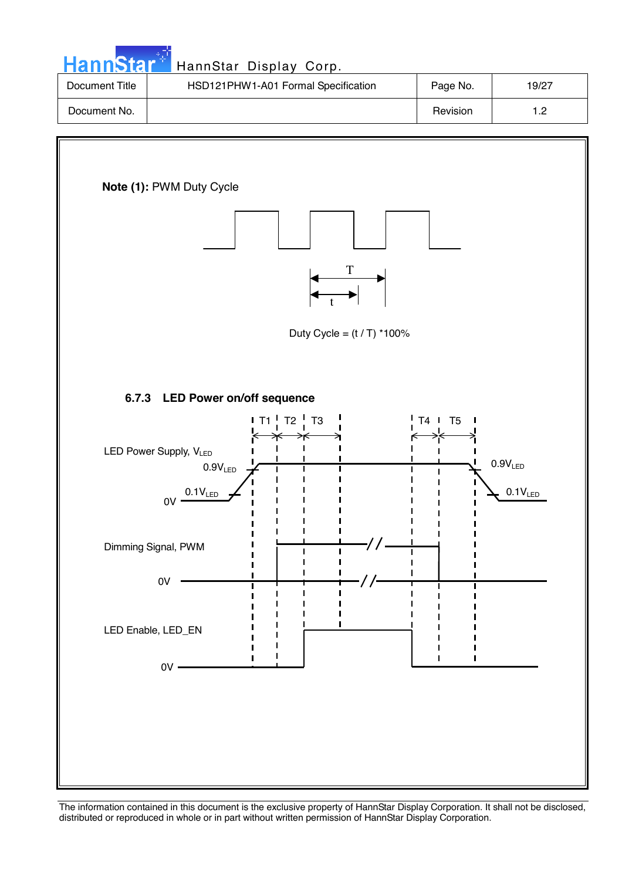**Note (1):** PWM Duty Cycle

Duty Cycle = (t / T) *100%

### 6.7.3 LED Power on/off sequence

T1 T2 T3 T4 T5

LED Power Supply, $V_{LED}$

$0.9V_{LED}$

$0.1V_{LED}$

0V

Dimming Signal, PWM

0V

LED Enable, LED_EN

0V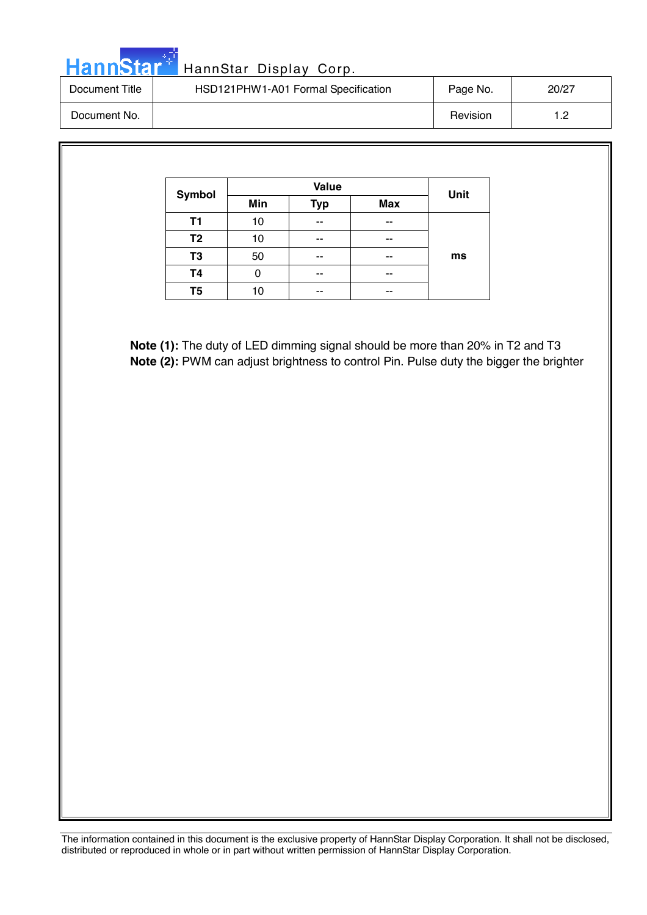| Symbol | Value | | | Unit |
|---|---|---|---|---|
| | Min | Typ | Max | |
| T1 | 10 | -- | -- | ms |
| T2 | 10 | -- | -- | |
| T3 | 50 | -- | -- | |
| T4 | 0 | -- | -- | |
| T5 | 10 | -- | -- | |

**Note (1):** The duty of LED dimming signal should be more than 20% in T2 and T3
**Note (2):** PWM can adjust brightness to control Pin. Pulse duty the bigger the brighter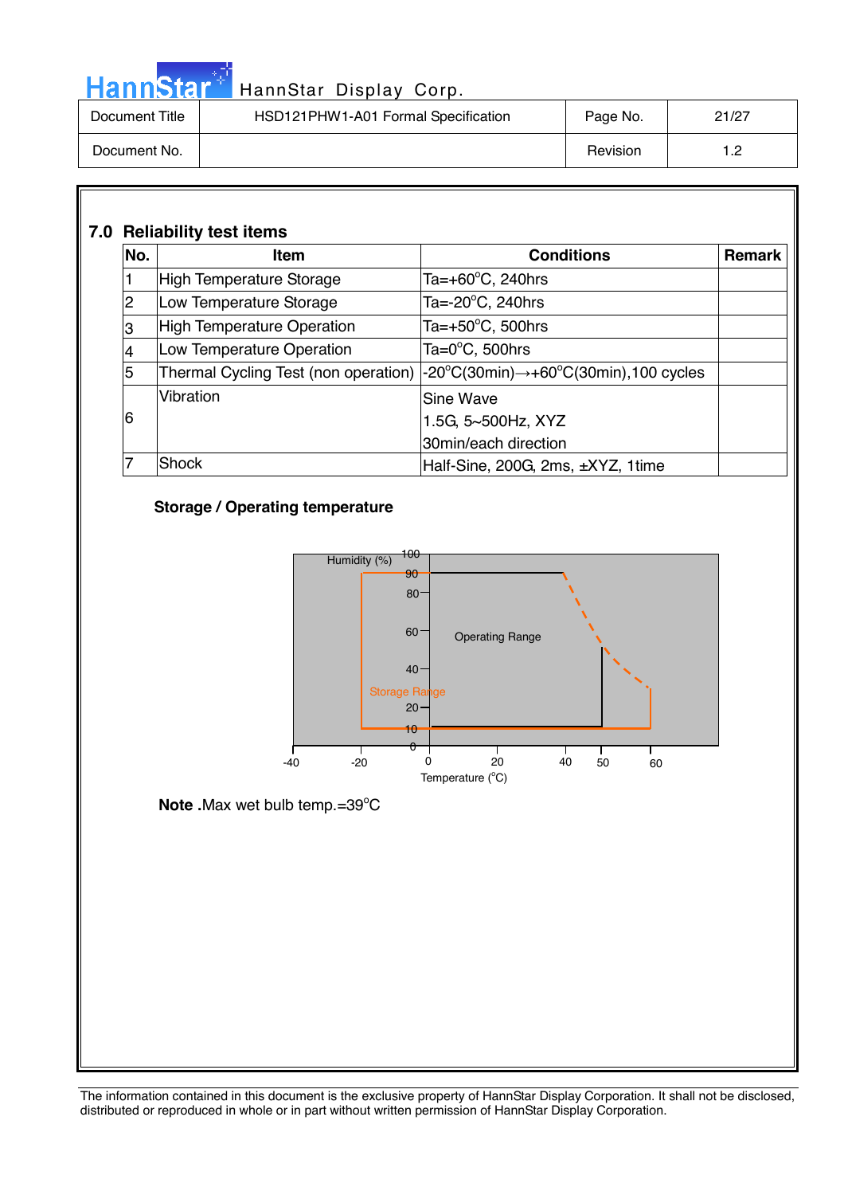## 7.0 Reliability test items

| No. | Item | Conditions | Remark |
|---|---|---|---|
| 1 | High Temperature Storage | Ta=+60°C, 240hrs | |
| 2 | Low Temperature Storage | Ta=-20°C, 240hrs | |
| 3 | High Temperature Operation | Ta=+50°C, 500hrs | |
| 4 | Low Temperature Operation | Ta=0°C, 500hrs | |
| 5 | Thermal Cycling Test (non operation) | -20°C(30min)→+60°C(30min),100 cycles | |
| 6 | Vibration | Sine Wave<br>1.5G, 5~500Hz, XYZ<br>30min/each direction | |
| 7 | Shock | Half-Sine, 200G, 2ms, ±XYZ, 1time | |

**Storage / Operating temperature**

Humidity (%)

Operating Range

Storage Range

Temperature (°C)

**Note .**Max wet bulb temp.=39°C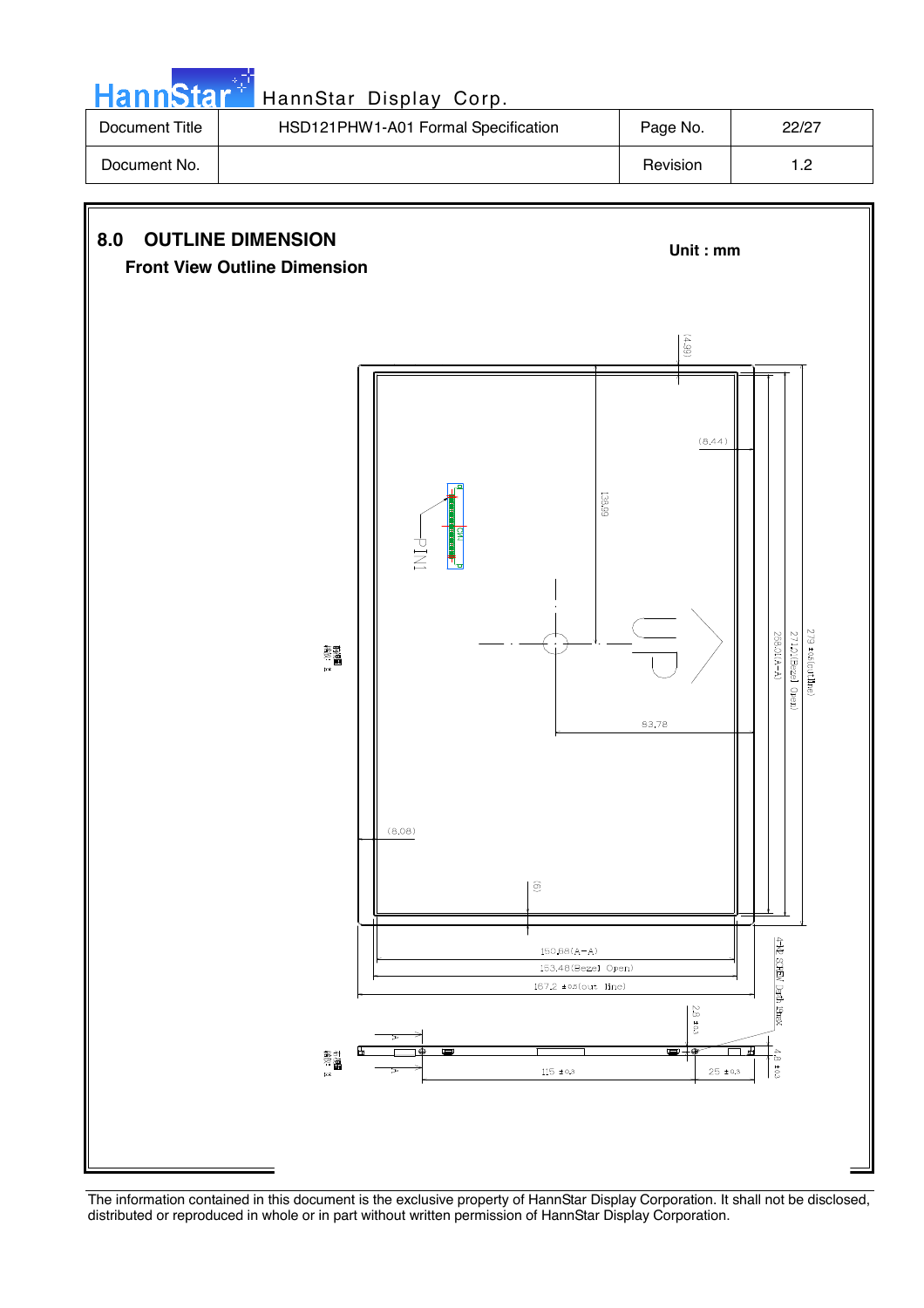## 8.0 OUTLINE DIMENSION

**Unit : mm**

### Front View Outline Dimension

(4.99)

(8.44)

138.99

PIN1

CN1

UP

93.78

258.01(A-A)

271.21(Bezel Open)

273 ±0.5(outline)

(8.08)

(6)

150.88(A-A)

163.48(Bezel Open)

167.2 ±0.5(outline)

4-M2 SCREW Depth 2max

2.9 ±0.3

4.8 ±0.3

115 ±0.3

25 ±0.3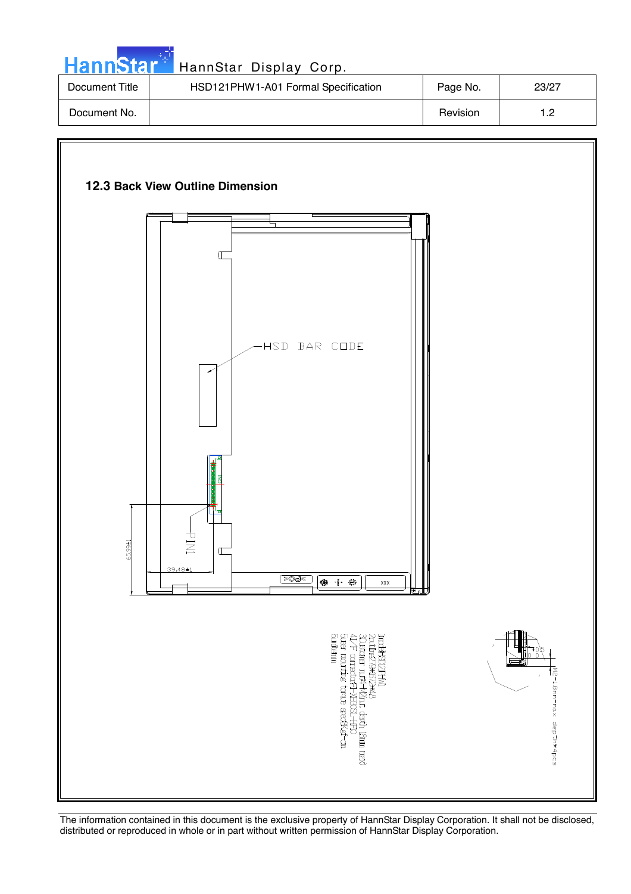## 12.3 Back View Outline Dimension

HSD BAR CODE

PIN1

39.48±1

65±1

M2-1.8mm max depth*4pcs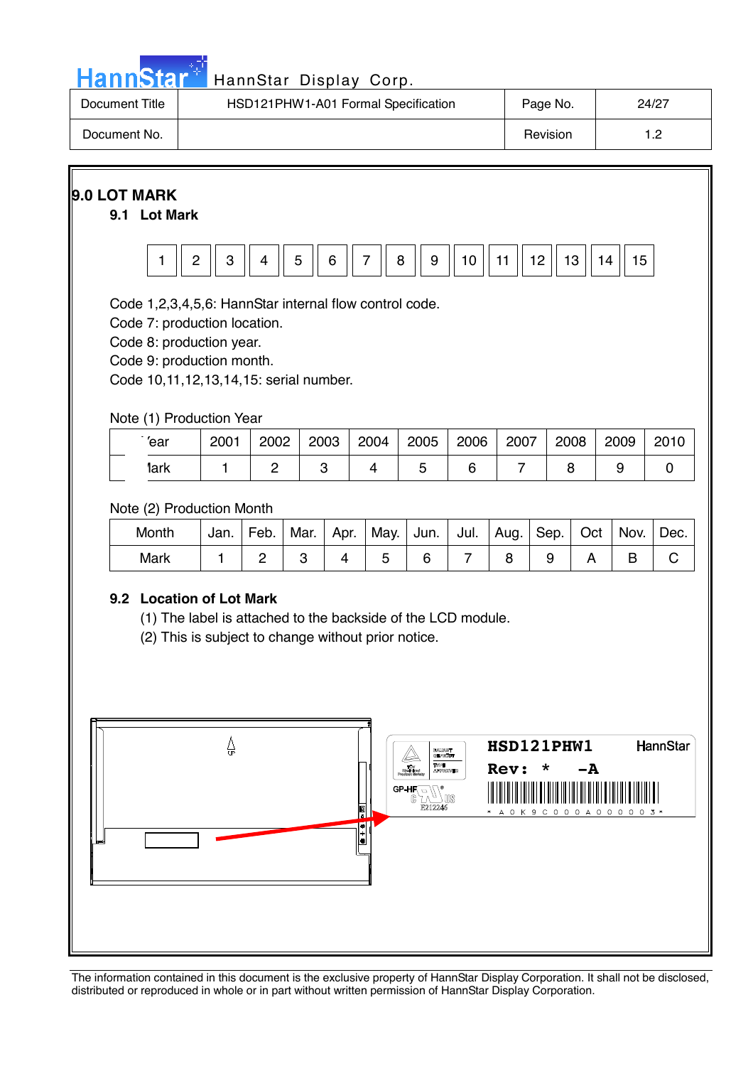# 9.0 LOT MARK

## 9.1 Lot Mark

| 1 | 2 | 3 | 4 | 5 | 6 | 7 | 8 | 9 | 10 | 11 | 12 | 13 | 14 | 15 |
|---|---|---|---|---|---|---|---|---|---|---|---|---|---|---|

Code 1,2,3,4,5,6: HannStar internal flow control code.
Code 7: production location.
Code 8: production year.
Code 9: production month.
Code 10,11,12,13,14,15: serial number.

Note (1) Production Year

| Year | 2001 | 2002 | 2003 | 2004 | 2005 | 2006 | 2007 | 2008 | 2009 | 2010 |
|---|---|---|---|---|---|---|---|---|---|---|
| Mark | 1 | 2 | 3 | 4 | 5 | 6 | 7 | 8 | 9 | 0 |

Note (2) Production Month

| Month | Jan. | Feb. | Mar. | Apr. | May. | Jun. | Jul. | Aug. | Sep. | Oct | Nov. | Dec. |
|---|---|---|---|---|---|---|---|---|---|---|---|---|
| Mark | 1 | 2 | 3 | 4 | 5 | 6 | 7 | 8 | 9 | A | B | C |

## 9.2 Location of Lot Mark

(1) The label is attached to the backside of the LCD module.
(2) This is subject to change without prior notice.

HSD121PHW1 HannStar
Rev: * -A
* A 0 K 9 C 0 0 0 A 0 0 0 0 0 3 *
GP-HF E212246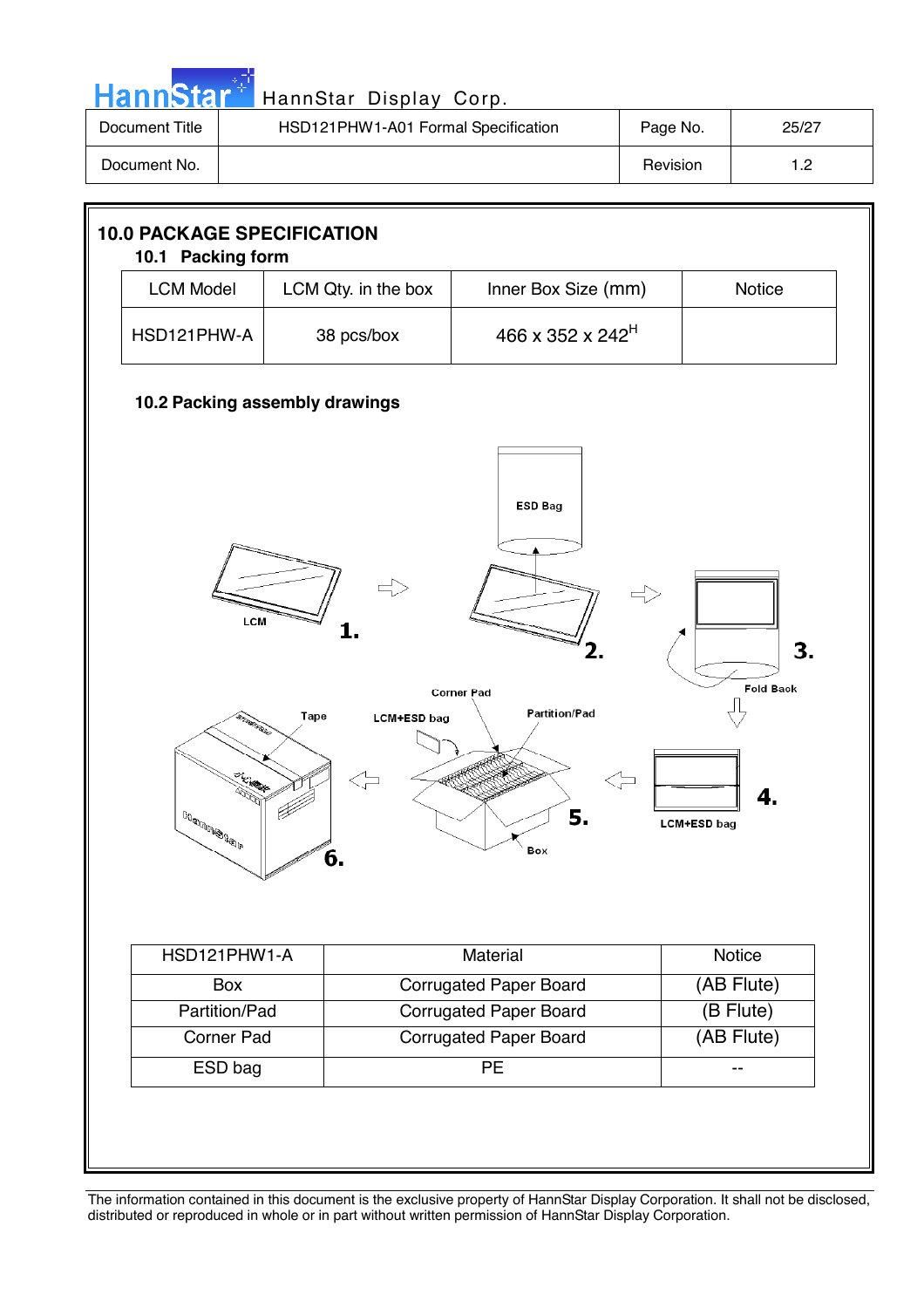## 10.0 PACKAGE SPECIFICATION

### 10.1 Packing form

| LCM Model | LCM Qty. in the box | Inner Box Size (mm) | Notice |
|---|---|---|---|
| HSD121PHW-A | 38 pcs/box | 466 x 352 x 242$^{H}$ | |

### 10.2 Packing assembly drawings

ESD Bag

LCM 1.

2.

3.

Fold Back

4.

LCM+ESD bag

5.

Corner Pad

LCM+ESD bag

Partition/Pad

Box

6.

Tape

| HSD121PHW1-A | Material | Notice |
|---|---|---|
| Box | Corrugated Paper Board | (AB Flute) |
| Partition/Pad | Corrugated Paper Board | (B Flute) |
| Corner Pad | Corrugated Paper Board | (AB Flute) |
| ESD bag | PE | -- |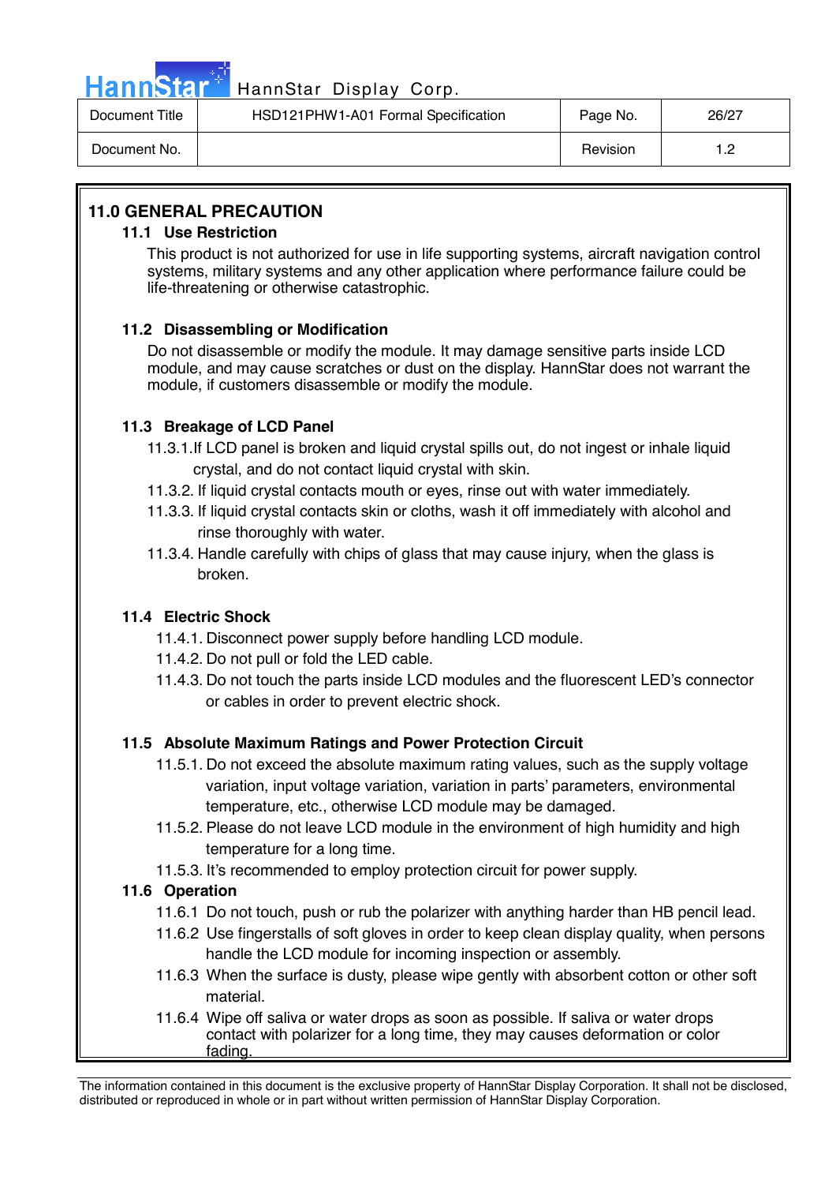## 11.0 GENERAL PRECAUTION

### 11.1 Use Restriction

This product is not authorized for use in life supporting systems, aircraft navigation control systems, military systems and any other application where performance failure could be life-threatening or otherwise catastrophic.

### 11.2 Disassembling or Modification

Do not disassemble or modify the module. It may damage sensitive parts inside LCD module, and may cause scratches or dust on the display. HannStar does not warrant the module, if customers disassemble or modify the module.

### 11.3 Breakage of LCD Panel

11.3.1.If LCD panel is broken and liquid crystal spills out, do not ingest or inhale liquid crystal, and do not contact liquid crystal with skin.

11.3.2. If liquid crystal contacts mouth or eyes, rinse out with water immediately.

11.3.3. If liquid crystal contacts skin or cloths, wash it off immediately with alcohol and rinse thoroughly with water.

11.3.4. Handle carefully with chips of glass that may cause injury, when the glass is broken.

### 11.4 Electric Shock

11.4.1. Disconnect power supply before handling LCD module.

11.4.2. Do not pull or fold the LED cable.

11.4.3. Do not touch the parts inside LCD modules and the fluorescent LED's connector or cables in order to prevent electric shock.

### 11.5 Absolute Maximum Ratings and Power Protection Circuit

11.5.1. Do not exceed the absolute maximum rating values, such as the supply voltage variation, input voltage variation, variation in parts' parameters, environmental temperature, etc., otherwise LCD module may be damaged.

11.5.2. Please do not leave LCD module in the environment of high humidity and high temperature for a long time.

11.5.3. It's recommended to employ protection circuit for power supply.

### 11.6 Operation

11.6.1 Do not touch, push or rub the polarizer with anything harder than HB pencil lead.

11.6.2 Use fingerstalls of soft gloves in order to keep clean display quality, when persons handle the LCD module for incoming inspection or assembly.

11.6.3 When the surface is dusty, please wipe gently with absorbent cotton or other soft material.

11.6.4 Wipe off saliva or water drops as soon as possible. If saliva or water drops contact with polarizer for a long time, they may causes deformation or color fading.

The information contained in this document is the exclusive property of HannStar Display Corporation. It shall not be disclosed, distributed or reproduced in whole or in part without written permission of HannStar Display Corporation.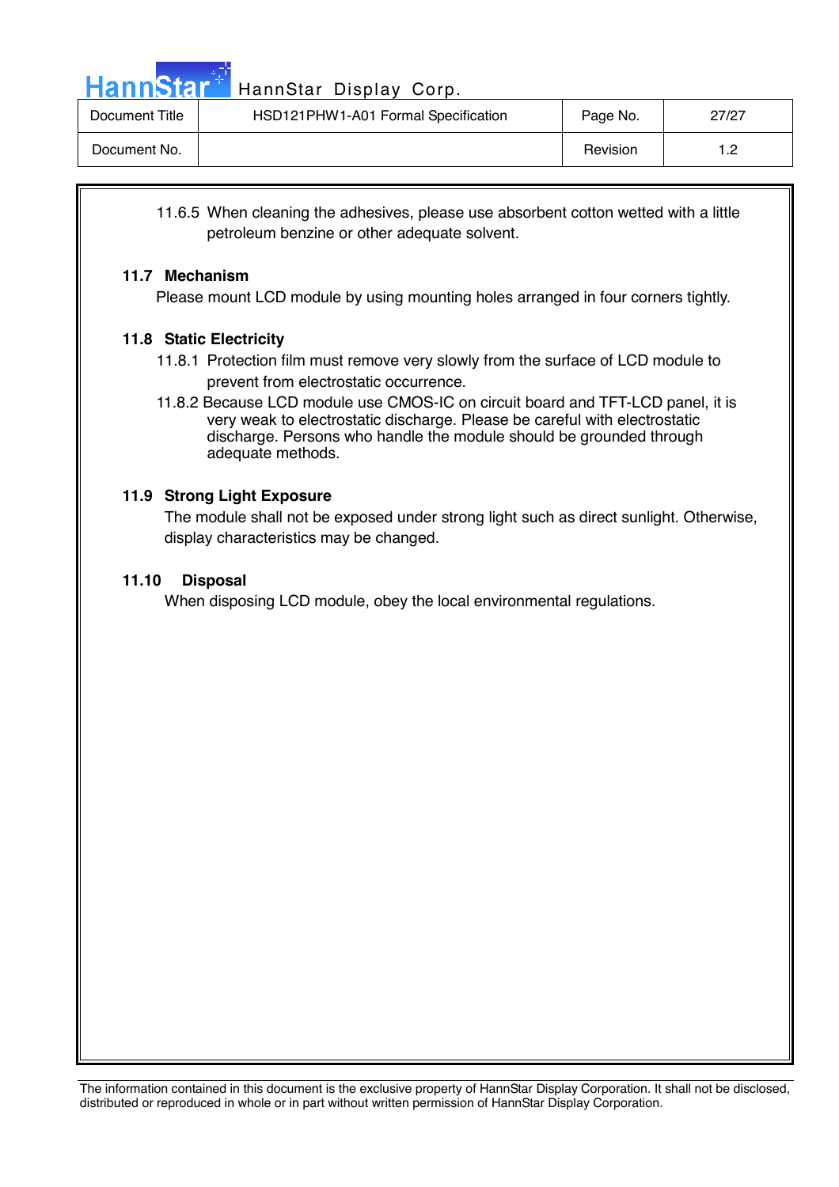11.6.5 When cleaning the adhesives, please use absorbent cotton wetted with a little petroleum benzine or other adequate solvent.

### 11.7 Mechanism

Please mount LCD module by using mounting holes arranged in four corners tightly.

### 11.8 Static Electricity

11.8.1 Protection film must remove very slowly from the surface of LCD module to prevent from electrostatic occurrence.

11.8.2 Because LCD module use CMOS-IC on circuit board and TFT-LCD panel, it is very weak to electrostatic discharge. Please be careful with electrostatic discharge. Persons who handle the module should be grounded through adequate methods.

### 11.9 Strong Light Exposure

The module shall not be exposed under strong light such as direct sunlight. Otherwise, display characteristics may be changed.

### 11.10 Disposal

When disposing LCD module, obey the local environmental regulations.